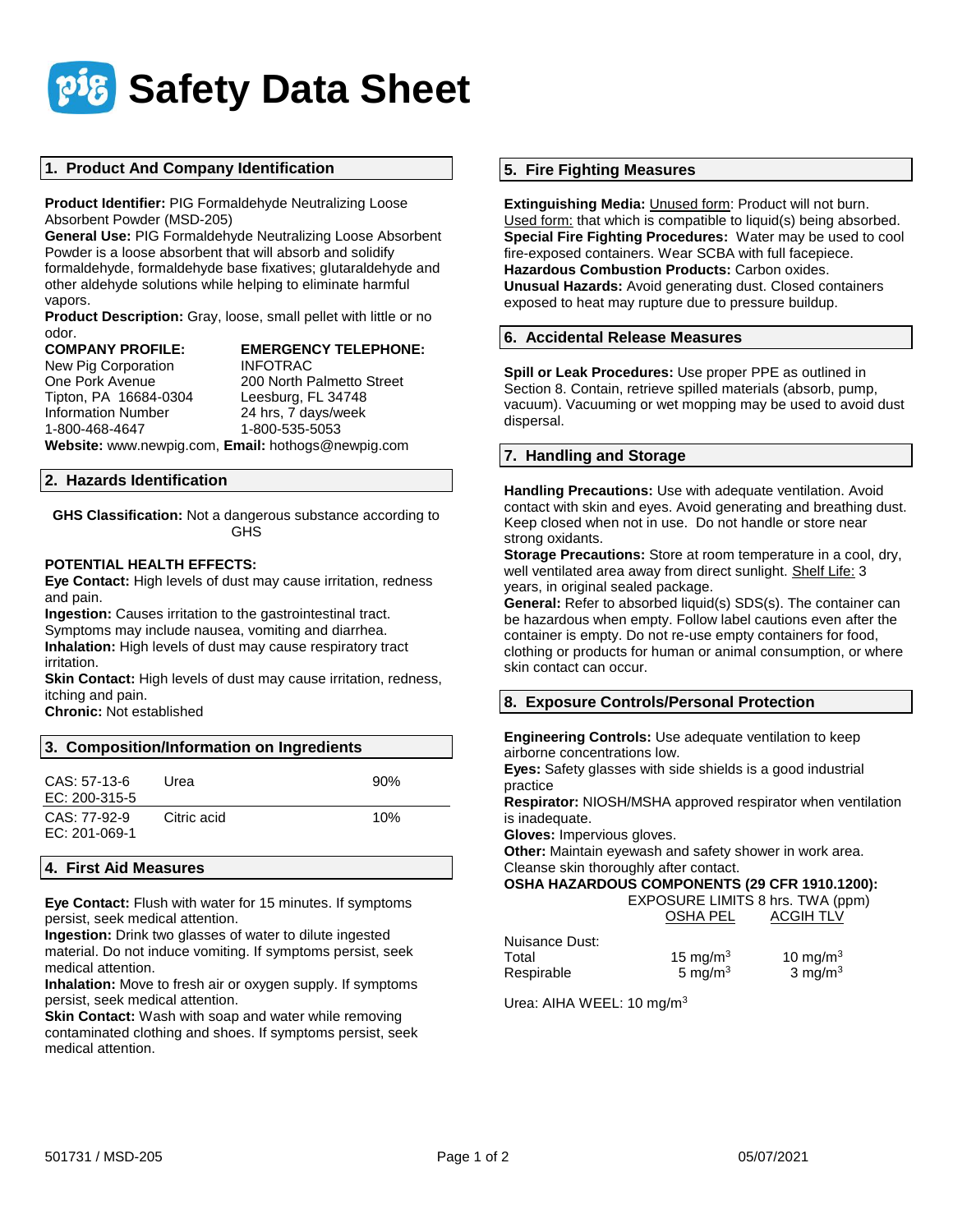# Safety Data Sheet

## 1. Product And Company Identification

**Product Identifier:** PIG Formaldehyde Neutralizing Loose Absorbent Powder (MSD-205)
**General Use:** PIG Formaldehyde Neutralizing Loose Absorbent Powder is a loose absorbent that will absorb and solidify formaldehyde, formaldehyde base fixatives; glutaraldehyde and other aldehyde solutions while helping to eliminate harmful vapors.
**Product Description:** Gray, loose, small pellet with little or no odor.

| COMPANY PROFILE: | EMERGENCY TELEPHONE: |
|---|---|
| New Pig Corporation | INFOTRAC |
| One Pork Avenue | 200 North Palmetto Street |
| Tipton, PA 16684-0304 | Leesburg, FL 34748 |
| Information Number | 24 hrs, 7 days/week |
| 1-800-468-4647 | 1-800-535-5053 |

**Website:** www.newpig.com, **Email:** hothogs@newpig.com

## 2. Hazards Identification

**GHS Classification:** Not a dangerous substance according to GHS

**POTENTIAL HEALTH EFFECTS:**
**Eye Contact:** High levels of dust may cause irritation, redness and pain.
**Ingestion:** Causes irritation to the gastrointestinal tract. Symptoms may include nausea, vomiting and diarrhea.
**Inhalation:** High levels of dust may cause respiratory tract irritation.
**Skin Contact:** High levels of dust may cause irritation, redness, itching and pain.
**Chronic:** Not established

## 3. Composition/Information on Ingredients

| | | |
|---|---|---|
| CAS: 57-13-6<br>EC: 200-315-5 | Urea | 90% |
| CAS: 77-92-9<br>EC: 201-069-1 | Citric acid | 10% |

## 4. First Aid Measures

**Eye Contact:** Flush with water for 15 minutes. If symptoms persist, seek medical attention.
**Ingestion:** Drink two glasses of water to dilute ingested material. Do not induce vomiting. If symptoms persist, seek medical attention.
**Inhalation:** Move to fresh air or oxygen supply. If symptoms persist, seek medical attention.
**Skin Contact:** Wash with soap and water while removing contaminated clothing and shoes. If symptoms persist, seek medical attention.

## 5. Fire Fighting Measures

**Extinguishing Media:** Unused form: Product will not burn. Used form: that which is compatible to liquid(s) being absorbed.
**Special Fire Fighting Procedures:** Water may be used to cool fire-exposed containers. Wear SCBA with full facepiece.
**Hazardous Combustion Products:** Carbon oxides.
**Unusual Hazards:** Avoid generating dust. Closed containers exposed to heat may rupture due to pressure buildup.

## 6. Accidental Release Measures

**Spill or Leak Procedures:** Use proper PPE as outlined in Section 8. Contain, retrieve spilled materials (absorb, pump, vacuum). Vacuuming or wet mopping may be used to avoid dust dispersal.

## 7. Handling and Storage

**Handling Precautions:** Use with adequate ventilation. Avoid contact with skin and eyes. Avoid generating and breathing dust. Keep closed when not in use. Do not handle or store near strong oxidants.
**Storage Precautions:** Store at room temperature in a cool, dry, well ventilated area away from direct sunlight. Shelf Life: 3 years, in original sealed package.
**General:** Refer to absorbed liquid(s) SDS(s). The container can be hazardous when empty. Follow label cautions even after the container is empty. Do not re-use empty containers for food, clothing or products for human or animal consumption, or where skin contact can occur.

## 8. Exposure Controls/Personal Protection

**Engineering Controls:** Use adequate ventilation to keep airborne concentrations low.
**Eyes:** Safety glasses with side shields is a good industrial practice
**Respirator:** NIOSH/MSHA approved respirator when ventilation is inadequate.
**Gloves:** Impervious gloves.
**Other:** Maintain eyewash and safety shower in work area. Cleanse skin thoroughly after contact.
**OSHA HAZARDOUS COMPONENTS (29 CFR 1910.1200):**

| | EXPOSURE LIMITS 8 hrs. TWA (ppm) | |
|---|---|---|
| | OSHA PEL | ACGIH TLV |
| Nuisance Dust: | | |
| Total | 15 mg/m$^3$ | 10 mg/m$^3$ |
| Respirable | 5 mg/m$^3$ | 3 mg/m$^3$ |

Urea: AIHA WEEL: 10 mg/m$^3$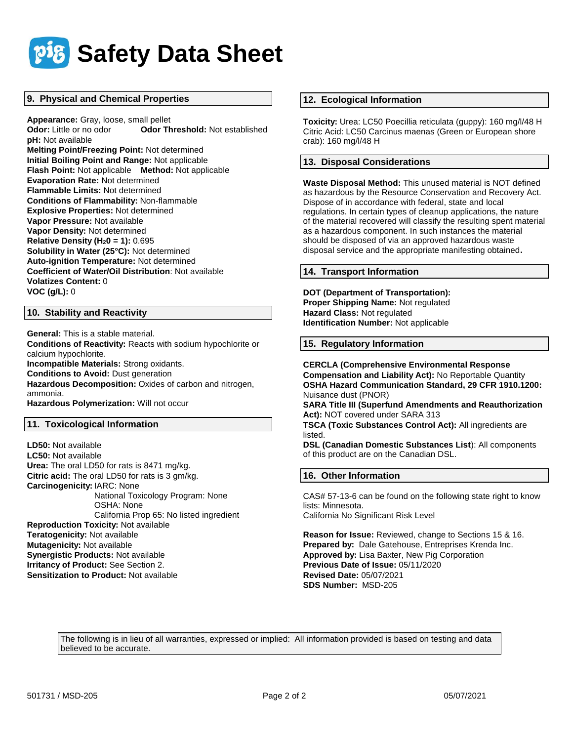# Safety Data Sheet

## 9. Physical and Chemical Properties

**Appearance:** Gray, loose, small pellet
**Odor:** Little or no odor **Odor Threshold:** Not established
**pH:** Not available
**Melting Point/Freezing Point:** Not determined
**Initial Boiling Point and Range:** Not applicable
**Flash Point:** Not applicable **Method:** Not applicable
**Evaporation Rate:** Not determined
**Flammable Limits:** Not determined
**Conditions of Flammability:** Non-flammable
**Explosive Properties:** Not determined
**Vapor Pressure:** Not available
**Vapor Density:** Not determined
**Relative Density ($H_20$ = 1):** 0.695
**Solubility in Water (25°C):** Not determined
**Auto-ignition Temperature:** Not determined
**Coefficient of Water/Oil Distribution**: Not available
**Volatizes Content:** 0
**VOC (g/L):** 0

## 10. Stability and Reactivity

**General:** This is a stable material.
**Conditions of Reactivity:** Reacts with sodium hypochlorite or calcium hypochlorite.
**Incompatible Materials:** Strong oxidants.
**Conditions to Avoid:** Dust generation
**Hazardous Decomposition:** Oxides of carbon and nitrogen, ammonia.
**Hazardous Polymerization:** Will not occur

## 11. Toxicological Information

**LD50:** Not available
**LC50:** Not available
**Urea:** The oral LD50 for rats is 8471 mg/kg.
**Citric acid:** The oral LD50 for rats is 3 gm/kg.
**Carcinogenicity:** IARC: None
National Toxicology Program: None
OSHA: None
California Prop 65: No listed ingredient
**Reproduction Toxicity:** Not available
**Teratogenicity:** Not available
**Mutagenicity:** Not available
**Synergistic Products:** Not available
**Irritancy of Product:** See Section 2.
**Sensitization to Product:** Not available

## 12. Ecological Information

**Toxicity:** Urea: LC50 Poecillia reticulata (guppy): 160 mg/l/48 H
Citric Acid: LC50 Carcinus maenas (Green or European shore crab): 160 mg/l/48 H

## 13. Disposal Considerations

**Waste Disposal Method:** This unused material is NOT defined as hazardous by the Resource Conservation and Recovery Act. Dispose of in accordance with federal, state and local regulations. In certain types of cleanup applications, the nature of the material recovered will classify the resulting spent material as a hazardous component. In such instances the material should be disposed of via an approved hazardous waste disposal service and the appropriate manifesting obtained.

## 14. Transport Information

**DOT (Department of Transportation):**
**Proper Shipping Name:** Not regulated
**Hazard Class:** Not regulated
**Identification Number:** Not applicable

## 15. Regulatory Information

**CERCLA (Comprehensive Environmental Response Compensation and Liability Act):** No Reportable Quantity
**OSHA Hazard Communication Standard, 29 CFR 1910.1200:** Nuisance dust (PNOR)
**SARA Title III (Superfund Amendments and Reauthorization Act):** NOT covered under SARA 313
**TSCA (Toxic Substances Control Act):** All ingredients are listed.
**DSL (Canadian Domestic Substances List**): All components of this product are on the Canadian DSL.

## 16. Other Information

CAS# 57-13-6 can be found on the following state right to know lists: Minnesota.
California No Significant Risk Level

**Reason for Issue:** Reviewed, change to Sections 15 & 16.
**Prepared by:** Dale Gatehouse, Entreprises Krenda Inc.
**Approved by:** Lisa Baxter, New Pig Corporation
**Previous Date of Issue:** 05/11/2020
**Revised Date:** 05/07/2021
**SDS Number:** MSD-205

The following is in lieu of all warranties, expressed or implied: All information provided is based on testing and data believed to be accurate.